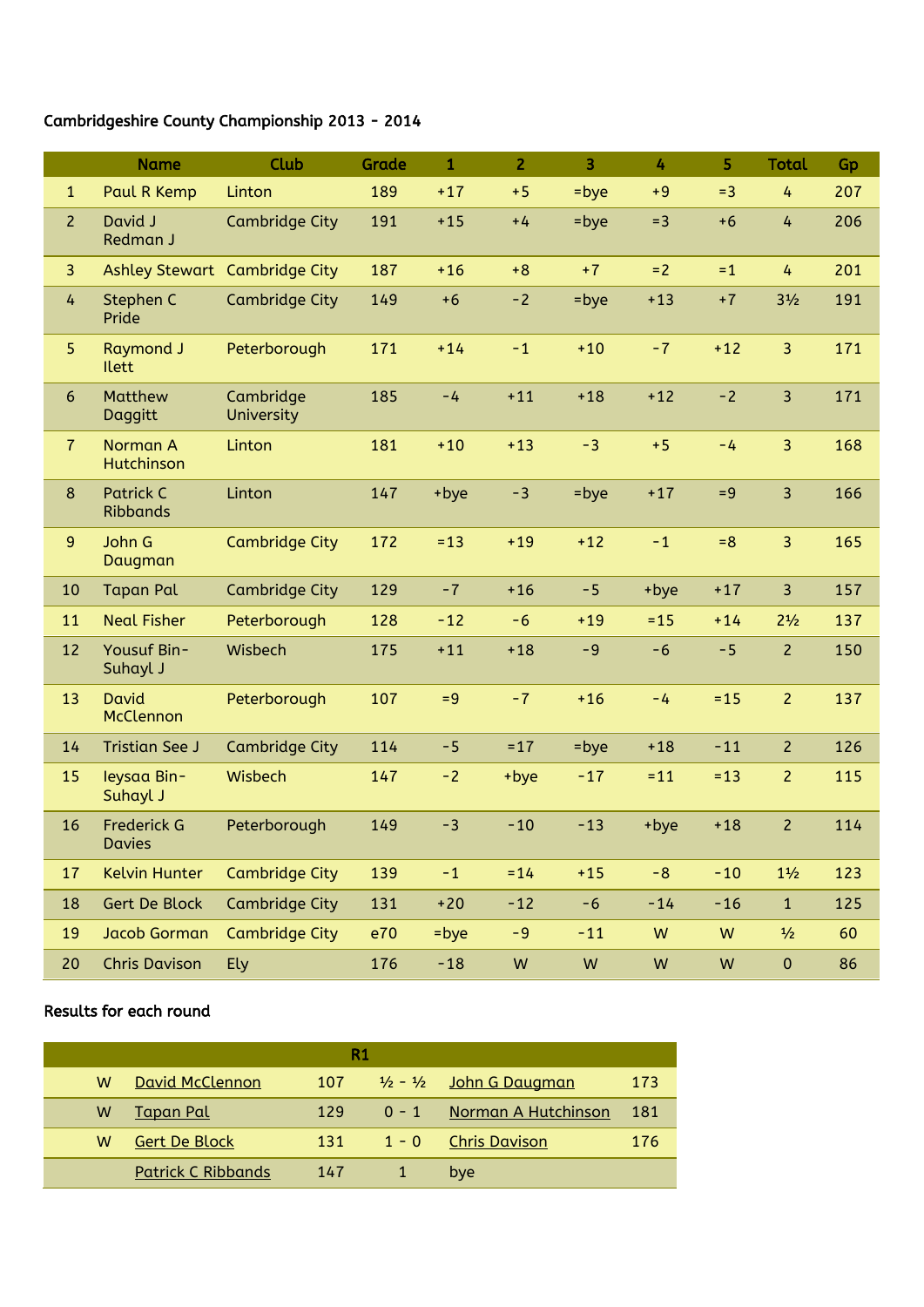Cambridgeshire County Championship 2013 - 2014

| | Name | Club | Grade | 1 | 2 | 3 | 4 | 5 | Total | Gp |
|---|---|---|---|---|---|---|---|---|---|---|
| 1 | Paul R Kemp | Linton | 189 | +17 | +5 | =bye | +9 | =3 | 4 | 207 |
| 2 | David J Redman J | Cambridge City | 191 | +15 | +4 | =bye | =3 | +6 | 4 | 206 |
| 3 | Ashley Stewart | Cambridge City | 187 | +16 | +8 | +7 | =2 | =1 | 4 | 201 |
| 4 | Stephen C Pride | Cambridge City | 149 | +6 | -2 | =bye | +13 | +7 | 3½ | 191 |
| 5 | Raymond J Ilett | Peterborough | 171 | +14 | -1 | +10 | -7 | +12 | 3 | 171 |
| 6 | Matthew Daggitt | Cambridge University | 185 | -4 | +11 | +18 | +12 | -2 | 3 | 171 |
| 7 | Norman A Hutchinson | Linton | 181 | +10 | +13 | -3 | +5 | -4 | 3 | 168 |
| 8 | Patrick C Ribbands | Linton | 147 | +bye | -3 | =bye | +17 | =9 | 3 | 166 |
| 9 | John G Daugman | Cambridge City | 172 | =13 | +19 | +12 | -1 | =8 | 3 | 165 |
| 10 | Tapan Pal | Cambridge City | 129 | -7 | +16 | -5 | +bye | +17 | 3 | 157 |
| 11 | Neal Fisher | Peterborough | 128 | -12 | -6 | +19 | =15 | +14 | 2½ | 137 |
| 12 | Yousuf Bin-Suhayl J | Wisbech | 175 | +11 | +18 | -9 | -6 | -5 | 2 | 150 |
| 13 | David McClennon | Peterborough | 107 | =9 | -7 | +16 | -4 | =15 | 2 | 137 |
| 14 | Tristian See J | Cambridge City | 114 | -5 | =17 | =bye | +18 | -11 | 2 | 126 |
| 15 | Ieysaa Bin-Suhayl J | Wisbech | 147 | -2 | +bye | -17 | =11 | =13 | 2 | 115 |
| 16 | Frederick G Davies | Peterborough | 149 | -3 | -10 | -13 | +bye | +18 | 2 | 114 |
| 17 | Kelvin Hunter | Cambridge City | 139 | -1 | =14 | +15 | -8 | -10 | 1½ | 123 |
| 18 | Gert De Block | Cambridge City | 131 | +20 | -12 | -6 | -14 | -16 | 1 | 125 |
| 19 | Jacob Gorman | Cambridge City | e70 | =bye | -9 | -11 | W | W | ½ | 60 |
| 20 | Chris Davison | Ely | 176 | -18 | W | W | W | W | 0 | 86 |

Results for each round

| R1 | | | | | |
|---|---|---|---|---|---|
| W | David McClennon | 107 | ½ - ½ | John G Daugman | 173 |
| W | Tapan Pal | 129 | 0 - 1 | Norman A Hutchinson | 181 |
| W | Gert De Block | 131 | 1 - 0 | Chris Davison | 176 |
| | Patrick C Ribbands | 147 | 1 | bye | |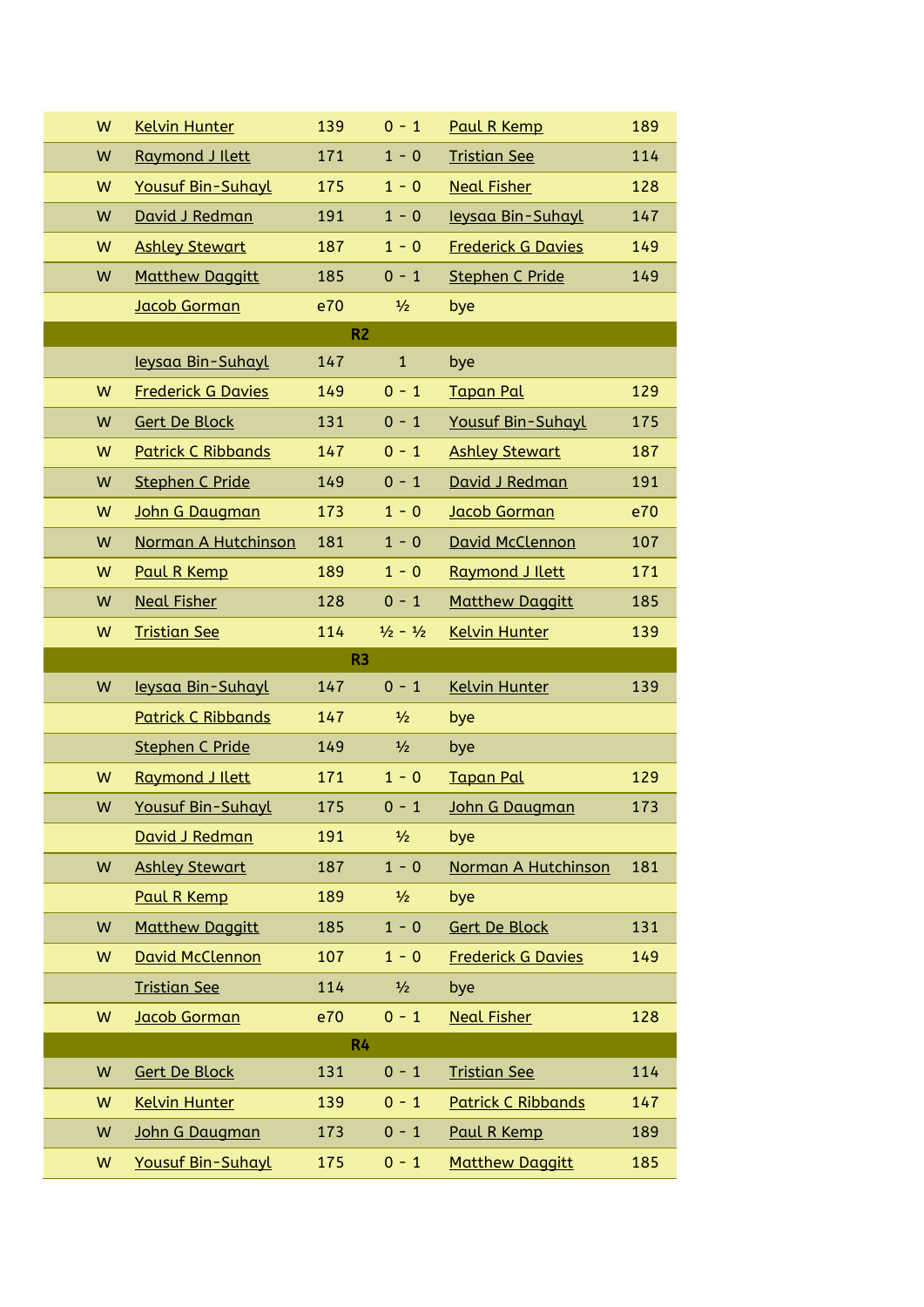| | | | | | |
|---|---|---|---|---|---|
| W | Kelvin Hunter | 139 | 0 - 1 | Paul R Kemp | 189 |
| W | Raymond J Ilett | 171 | 1 - 0 | Tristian See | 114 |
| W | Yousuf Bin-Suhayl | 175 | 1 - 0 | Neal Fisher | 128 |
| W | David J Redman | 191 | 1 - 0 | Ieysaa Bin-Suhayl | 147 |
| W | Ashley Stewart | 187 | 1 - 0 | Frederick G Davies | 149 |
| W | Matthew Daggitt | 185 | 0 - 1 | Stephen C Pride | 149 |
| | Jacob Gorman | e70 | ½ | bye | |
| | | | **R2** | | |
| | Ieysaa Bin-Suhayl | 147 | 1 | bye | |
| W | Frederick G Davies | 149 | 0 - 1 | Tapan Pal | 129 |
| W | Gert De Block | 131 | 0 - 1 | Yousuf Bin-Suhayl | 175 |
| W | Patrick C Ribbands | 147 | 0 - 1 | Ashley Stewart | 187 |
| W | Stephen C Pride | 149 | 0 - 1 | David J Redman | 191 |
| W | John G Daugman | 173 | 1 - 0 | Jacob Gorman | e70 |
| W | Norman A Hutchinson | 181 | 1 - 0 | David McClennon | 107 |
| W | Paul R Kemp | 189 | 1 - 0 | Raymond J Ilett | 171 |
| W | Neal Fisher | 128 | 0 - 1 | Matthew Daggitt | 185 |
| W | Tristian See | 114 | ½ - ½ | Kelvin Hunter | 139 |
| | | | **R3** | | |
| W | Ieysaa Bin-Suhayl | 147 | 0 - 1 | Kelvin Hunter | 139 |
| | Patrick C Ribbands | 147 | ½ | bye | |
| | Stephen C Pride | 149 | ½ | bye | |
| W | Raymond J Ilett | 171 | 1 - 0 | Tapan Pal | 129 |
| W | Yousuf Bin-Suhayl | 175 | 0 - 1 | John G Daugman | 173 |
| | David J Redman | 191 | ½ | bye | |
| W | Ashley Stewart | 187 | 1 - 0 | Norman A Hutchinson | 181 |
| | Paul R Kemp | 189 | ½ | bye | |
| W | Matthew Daggitt | 185 | 1 - 0 | Gert De Block | 131 |
| W | David McClennon | 107 | 1 - 0 | Frederick G Davies | 149 |
| | Tristian See | 114 | ½ | bye | |
| W | Jacob Gorman | e70 | 0 - 1 | Neal Fisher | 128 |
| | | | **R4** | | |
| W | Gert De Block | 131 | 0 - 1 | Tristian See | 114 |
| W | Kelvin Hunter | 139 | 0 - 1 | Patrick C Ribbands | 147 |
| W | John G Daugman | 173 | 0 - 1 | Paul R Kemp | 189 |
| W | Yousuf Bin-Suhayl | 175 | 0 - 1 | Matthew Daggitt | 185 |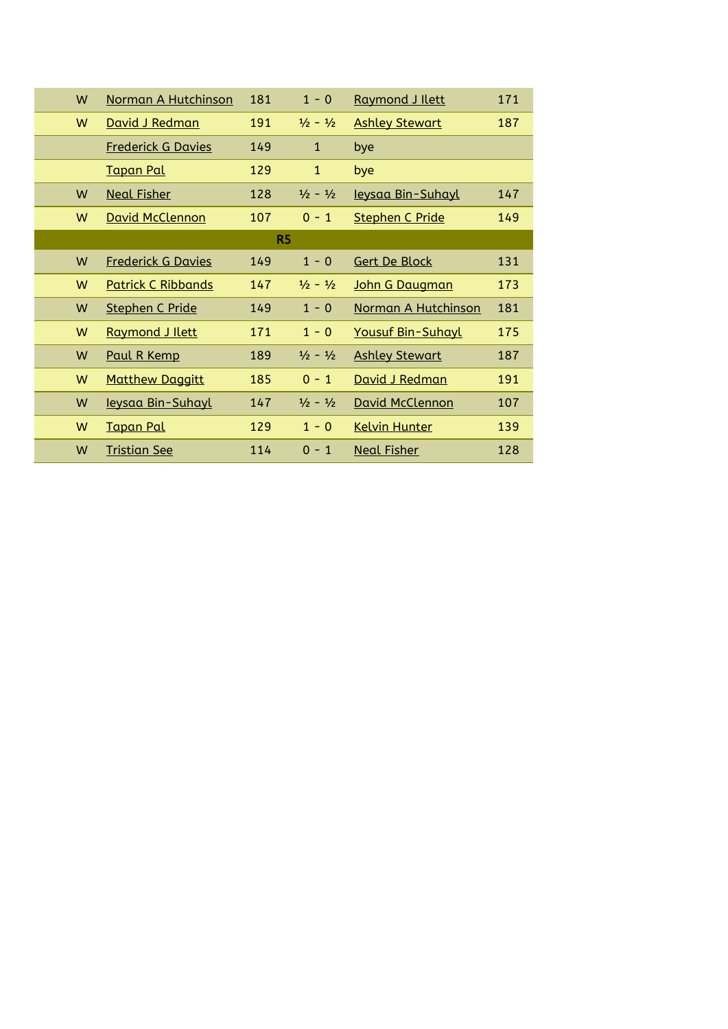| | | | | | |
|---|---|---|---|---|---|
| W | Norman A Hutchinson | 181 | 1 - 0 | Raymond J Ilett | 171 |
| W | David J Redman | 191 | ½ - ½ | Ashley Stewart | 187 |
| | Frederick G Davies | 149 | 1 | bye | |
| | Tapan Pal | 129 | 1 | bye | |
| W | Neal Fisher | 128 | ½ - ½ | Ieysaa Bin-Suhayl | 147 |
| W | David McClennon | 107 | 0 - 1 | Stephen C Pride | 149 |
| | | | **R5** | | |
| W | Frederick G Davies | 149 | 1 - 0 | Gert De Block | 131 |
| W | Patrick C Ribbands | 147 | ½ - ½ | John G Daugman | 173 |
| W | Stephen C Pride | 149 | 1 - 0 | Norman A Hutchinson | 181 |
| W | Raymond J Ilett | 171 | 1 - 0 | Yousuf Bin-Suhayl | 175 |
| W | Paul R Kemp | 189 | ½ - ½ | Ashley Stewart | 187 |
| W | Matthew Daggitt | 185 | 0 - 1 | David J Redman | 191 |
| W | Ieysaa Bin-Suhayl | 147 | ½ - ½ | David McClennon | 107 |
| W | Tapan Pal | 129 | 1 - 0 | Kelvin Hunter | 139 |
| W | Tristian See | 114 | 0 - 1 | Neal Fisher | 128 |